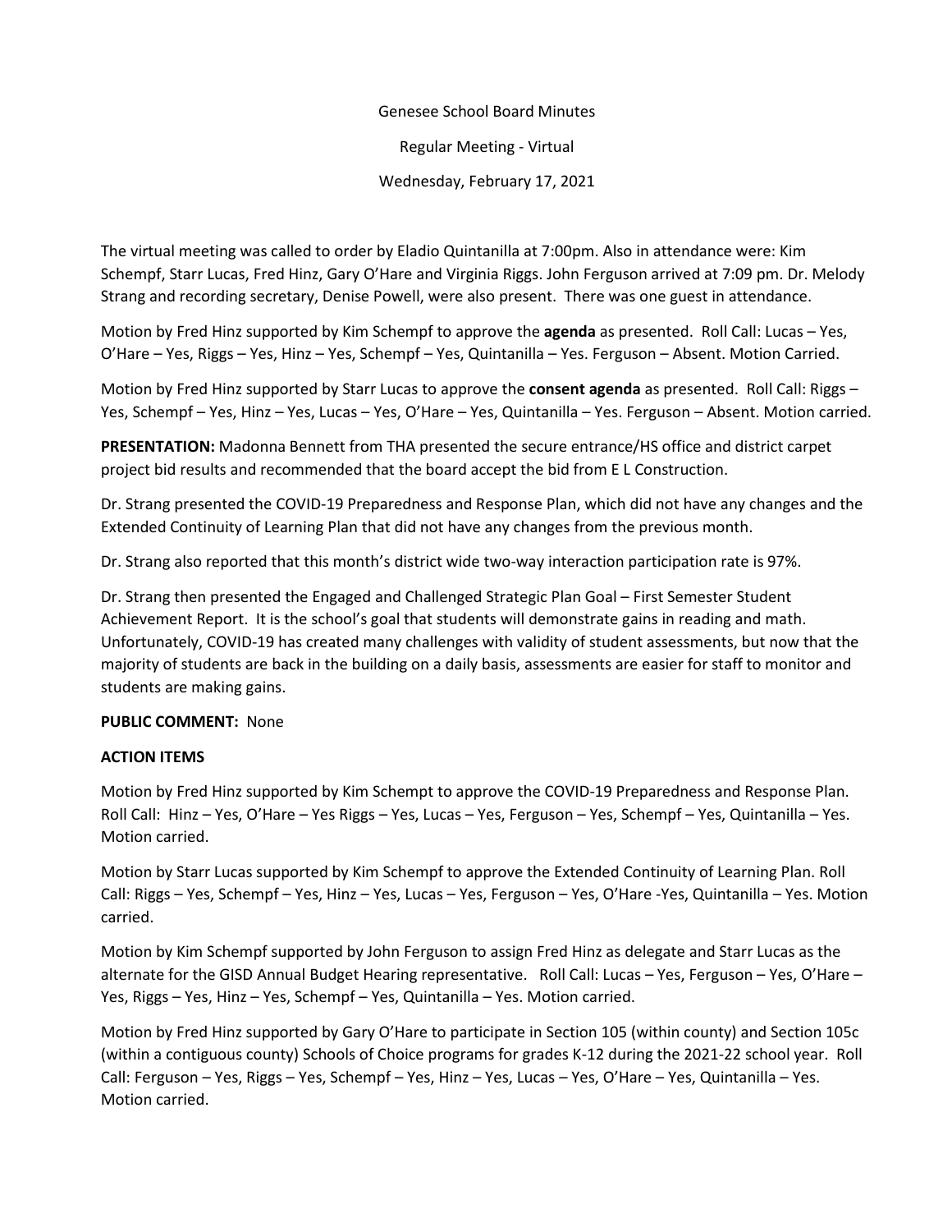Genesee School Board Minutes

Regular Meeting - Virtual

Wednesday, February 17, 2021

The virtual meeting was called to order by Eladio Quintanilla at 7:00pm. Also in attendance were: Kim Schempf, Starr Lucas, Fred Hinz, Gary O'Hare and Virginia Riggs. John Ferguson arrived at 7:09 pm. Dr. Melody Strang and recording secretary, Denise Powell, were also present. There was one guest in attendance.

Motion by Fred Hinz supported by Kim Schempf to approve the **agenda** as presented. Roll Call: Lucas – Yes, O'Hare – Yes, Riggs – Yes, Hinz – Yes, Schempf – Yes, Quintanilla – Yes. Ferguson – Absent. Motion Carried.

Motion by Fred Hinz supported by Starr Lucas to approve the **consent agenda** as presented. Roll Call: Riggs – Yes, Schempf – Yes, Hinz – Yes, Lucas – Yes, O'Hare – Yes, Quintanilla – Yes. Ferguson – Absent. Motion carried.

**PRESENTATION:** Madonna Bennett from THA presented the secure entrance/HS office and district carpet project bid results and recommended that the board accept the bid from E L Construction.

Dr. Strang presented the COVID-19 Preparedness and Response Plan, which did not have any changes and the Extended Continuity of Learning Plan that did not have any changes from the previous month.

Dr. Strang also reported that this month's district wide two-way interaction participation rate is 97%.

Dr. Strang then presented the Engaged and Challenged Strategic Plan Goal – First Semester Student Achievement Report. It is the school's goal that students will demonstrate gains in reading and math. Unfortunately, COVID-19 has created many challenges with validity of student assessments, but now that the majority of students are back in the building on a daily basis, assessments are easier for staff to monitor and students are making gains.

**PUBLIC COMMENT:** None

**ACTION ITEMS**

Motion by Fred Hinz supported by Kim Schempt to approve the COVID-19 Preparedness and Response Plan. Roll Call: Hinz – Yes, O'Hare – Yes Riggs – Yes, Lucas – Yes, Ferguson – Yes, Schempf – Yes, Quintanilla – Yes. Motion carried.

Motion by Starr Lucas supported by Kim Schempf to approve the Extended Continuity of Learning Plan. Roll Call: Riggs – Yes, Schempf – Yes, Hinz – Yes, Lucas – Yes, Ferguson – Yes, O'Hare -Yes, Quintanilla – Yes. Motion carried.

Motion by Kim Schempf supported by John Ferguson to assign Fred Hinz as delegate and Starr Lucas as the alternate for the GISD Annual Budget Hearing representative. Roll Call: Lucas – Yes, Ferguson – Yes, O'Hare – Yes, Riggs – Yes, Hinz – Yes, Schempf – Yes, Quintanilla – Yes. Motion carried.

Motion by Fred Hinz supported by Gary O'Hare to participate in Section 105 (within county) and Section 105c (within a contiguous county) Schools of Choice programs for grades K-12 during the 2021-22 school year. Roll Call: Ferguson – Yes, Riggs – Yes, Schempf – Yes, Hinz – Yes, Lucas – Yes, O'Hare – Yes, Quintanilla – Yes. Motion carried.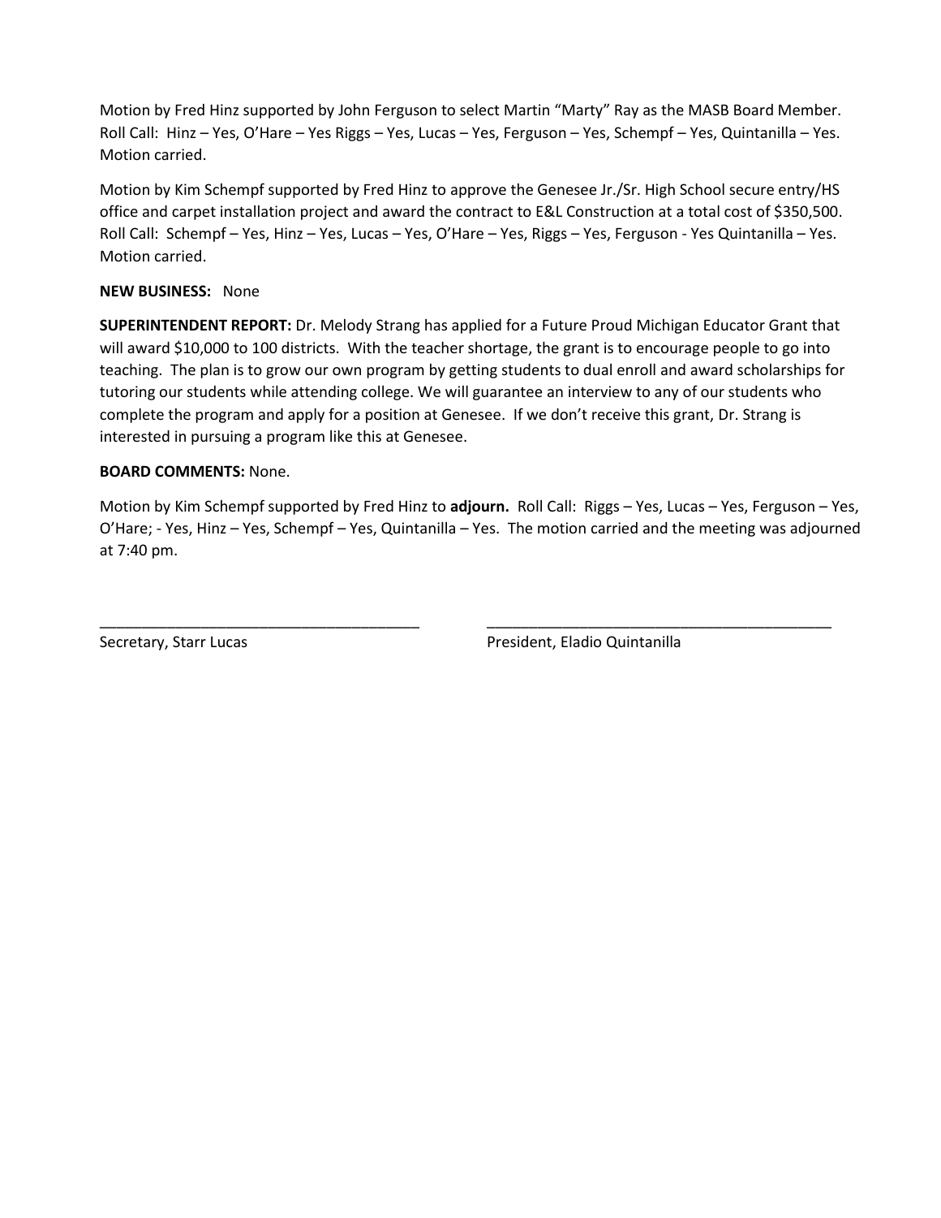Motion by Fred Hinz supported by John Ferguson to select Martin "Marty" Ray as the MASB Board Member. Roll Call: Hinz – Yes, O'Hare – Yes Riggs – Yes, Lucas – Yes, Ferguson – Yes, Schempf – Yes, Quintanilla – Yes. Motion carried.

Motion by Kim Schempf supported by Fred Hinz to approve the Genesee Jr./Sr. High School secure entry/HS office and carpet installation project and award the contract to E&L Construction at a total cost of $350,500. Roll Call: Schempf – Yes, Hinz – Yes, Lucas – Yes, O'Hare – Yes, Riggs – Yes, Ferguson - Yes Quintanilla – Yes. Motion carried.

**NEW BUSINESS:** None

**SUPERINTENDENT REPORT:** Dr. Melody Strang has applied for a Future Proud Michigan Educator Grant that will award $10,000 to 100 districts. With the teacher shortage, the grant is to encourage people to go into teaching. The plan is to grow our own program by getting students to dual enroll and award scholarships for tutoring our students while attending college. We will guarantee an interview to any of our students who complete the program and apply for a position at Genesee. If we don't receive this grant, Dr. Strang is interested in pursuing a program like this at Genesee.

**BOARD COMMENTS:** None.

Motion by Kim Schempf supported by Fred Hinz to **adjourn.** Roll Call: Riggs – Yes, Lucas – Yes, Ferguson – Yes, O'Hare; - Yes, Hinz – Yes, Schempf – Yes, Quintanilla – Yes. The motion carried and the meeting was adjourned at 7:40 pm.

______________________________________

Secretary, Starr Lucas

______________________________________

President, Eladio Quintanilla